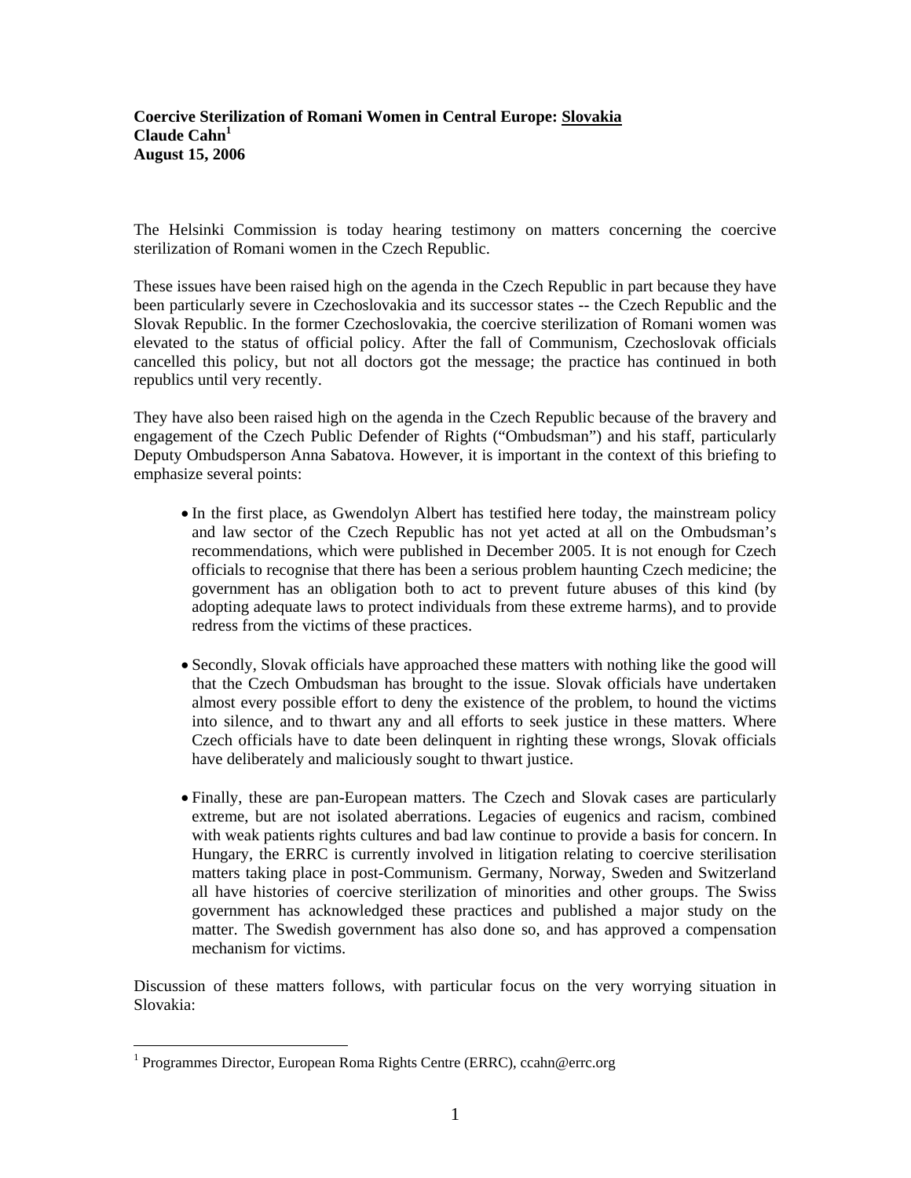**Coercive Sterilization of Romani Women in Central Europe: <u>Slovakia</u>**
**Claude Cahn[1]**
**August 15, 2006**

The Helsinki Commission is today hearing testimony on matters concerning the coercive sterilization of Romani women in the Czech Republic.

These issues have been raised high on the agenda in the Czech Republic in part because they have been particularly severe in Czechoslovakia and its successor states -- the Czech Republic and the Slovak Republic. In the former Czechoslovakia, the coercive sterilization of Romani women was elevated to the status of official policy. After the fall of Communism, Czechoslovak officials cancelled this policy, but not all doctors got the message; the practice has continued in both republics until very recently.

They have also been raised high on the agenda in the Czech Republic because of the bravery and engagement of the Czech Public Defender of Rights ("Ombudsman") and his staff, particularly Deputy Ombudsperson Anna Sabatova. However, it is important in the context of this briefing to emphasize several points:

- In the first place, as Gwendolyn Albert has testified here today, the mainstream policy and law sector of the Czech Republic has not yet acted at all on the Ombudsman's recommendations, which were published in December 2005. It is not enough for Czech officials to recognise that there has been a serious problem haunting Czech medicine; the government has an obligation both to act to prevent future abuses of this kind (by adopting adequate laws to protect individuals from these extreme harms), and to provide redress from the victims of these practices.

- Secondly, Slovak officials have approached these matters with nothing like the good will that the Czech Ombudsman has brought to the issue. Slovak officials have undertaken almost every possible effort to deny the existence of the problem, to hound the victims into silence, and to thwart any and all efforts to seek justice in these matters. Where Czech officials have to date been delinquent in righting these wrongs, Slovak officials have deliberately and maliciously sought to thwart justice.

- Finally, these are pan-European matters. The Czech and Slovak cases are particularly extreme, but are not isolated aberrations. Legacies of eugenics and racism, combined with weak patients rights cultures and bad law continue to provide a basis for concern. In Hungary, the ERRC is currently involved in litigation relating to coercive sterilisation matters taking place in post-Communism. Germany, Norway, Sweden and Switzerland all have histories of coercive sterilization of minorities and other groups. The Swiss government has acknowledged these practices and published a major study on the matter. The Swedish government has also done so, and has approved a compensation mechanism for victims.

Discussion of these matters follows, with particular focus on the very worrying situation in Slovakia:

[1] Programmes Director, European Roma Rights Centre (ERRC), ccahn@errc.org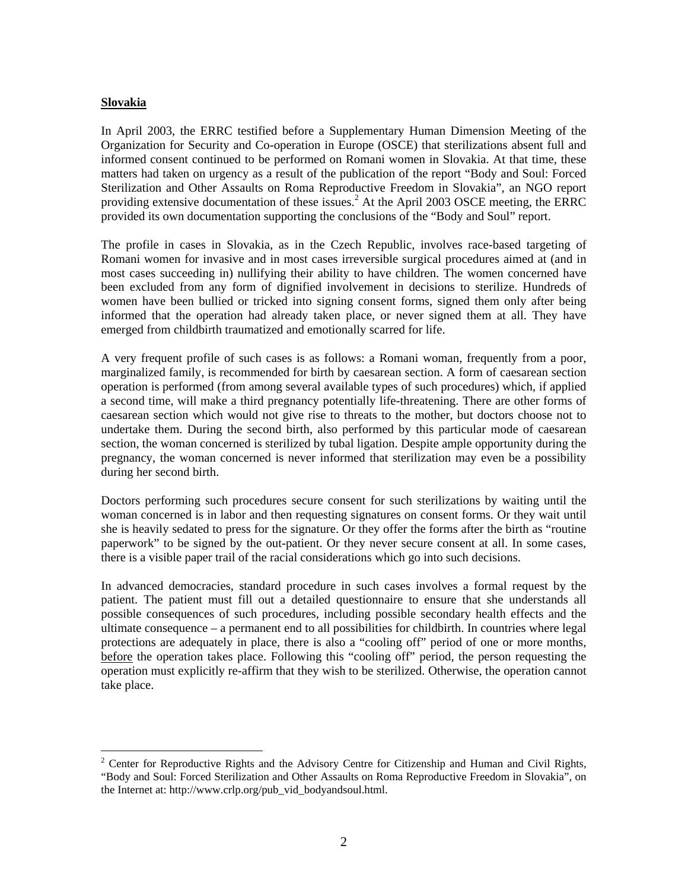**Slovakia**

In April 2003, the ERRC testified before a Supplementary Human Dimension Meeting of the Organization for Security and Co-operation in Europe (OSCE) that sterilizations absent full and informed consent continued to be performed on Romani women in Slovakia. At that time, these matters had taken on urgency as a result of the publication of the report "Body and Soul: Forced Sterilization and Other Assaults on Roma Reproductive Freedom in Slovakia", an NGO report providing extensive documentation of these issues.[2] At the April 2003 OSCE meeting, the ERRC provided its own documentation supporting the conclusions of the "Body and Soul" report.

The profile in cases in Slovakia, as in the Czech Republic, involves race-based targeting of Romani women for invasive and in most cases irreversible surgical procedures aimed at (and in most cases succeeding in) nullifying their ability to have children. The women concerned have been excluded from any form of dignified involvement in decisions to sterilize. Hundreds of women have been bullied or tricked into signing consent forms, signed them only after being informed that the operation had already taken place, or never signed them at all. They have emerged from childbirth traumatized and emotionally scarred for life.

A very frequent profile of such cases is as follows: a Romani woman, frequently from a poor, marginalized family, is recommended for birth by caesarean section. A form of caesarean section operation is performed (from among several available types of such procedures) which, if applied a second time, will make a third pregnancy potentially life-threatening. There are other forms of caesarean section which would not give rise to threats to the mother, but doctors choose not to undertake them. During the second birth, also performed by this particular mode of caesarean section, the woman concerned is sterilized by tubal ligation. Despite ample opportunity during the pregnancy, the woman concerned is never informed that sterilization may even be a possibility during her second birth.

Doctors performing such procedures secure consent for such sterilizations by waiting until the woman concerned is in labor and then requesting signatures on consent forms. Or they wait until she is heavily sedated to press for the signature. Or they offer the forms after the birth as "routine paperwork" to be signed by the out-patient. Or they never secure consent at all. In some cases, there is a visible paper trail of the racial considerations which go into such decisions.

In advanced democracies, standard procedure in such cases involves a formal request by the patient. The patient must fill out a detailed questionnaire to ensure that she understands all possible consequences of such procedures, including possible secondary health effects and the ultimate consequence – a permanent end to all possibilities for childbirth. In countries where legal protections are adequately in place, there is also a "cooling off" period of one or more months, before the operation takes place. Following this "cooling off" period, the person requesting the operation must explicitly re-affirm that they wish to be sterilized. Otherwise, the operation cannot take place.

[2] Center for Reproductive Rights and the Advisory Centre for Citizenship and Human and Civil Rights, "Body and Soul: Forced Sterilization and Other Assaults on Roma Reproductive Freedom in Slovakia", on the Internet at: http://www.crlp.org/pub_vid_bodyandsoul.html.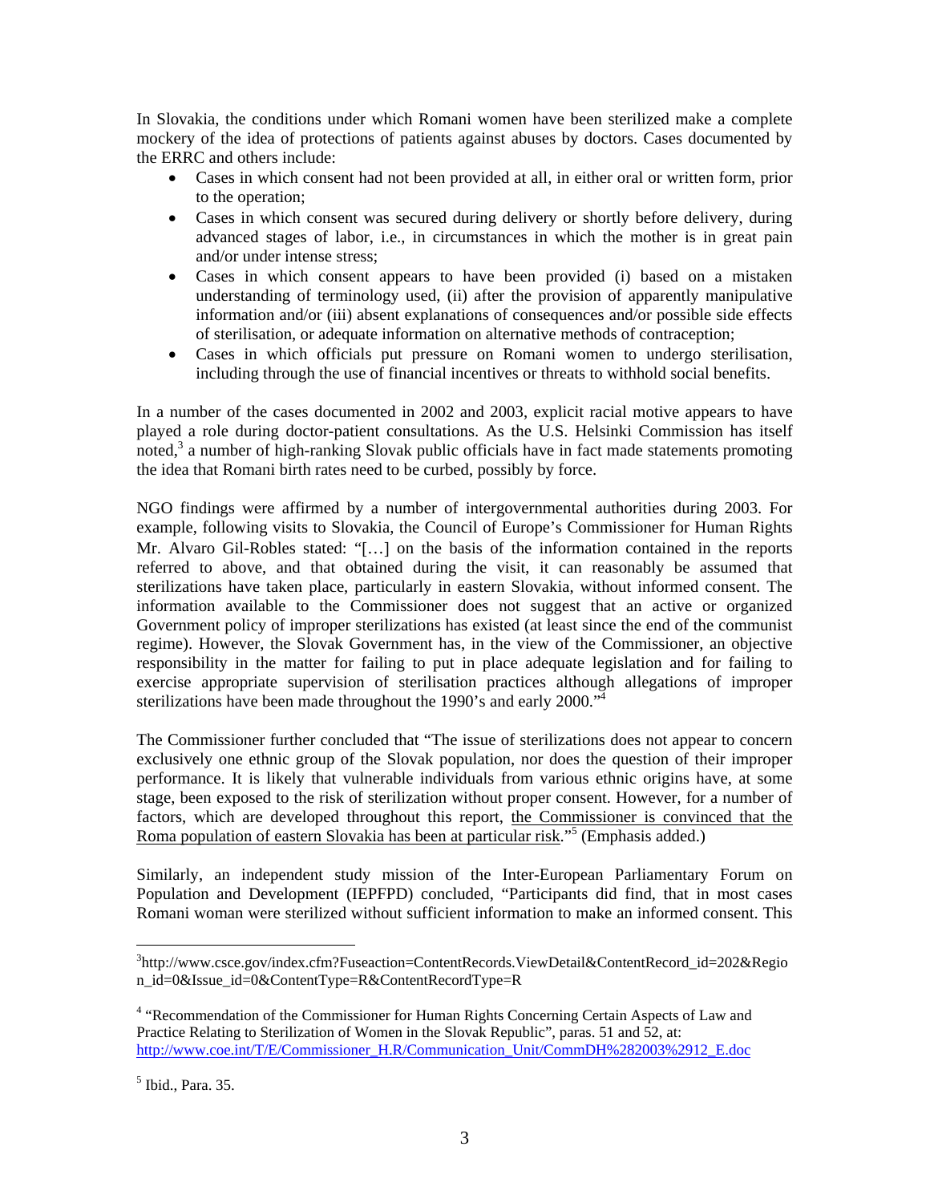In Slovakia, the conditions under which Romani women have been sterilized make a complete mockery of the idea of protections of patients against abuses by doctors. Cases documented by the ERRC and others include:

- Cases in which consent had not been provided at all, in either oral or written form, prior to the operation;
- Cases in which consent was secured during delivery or shortly before delivery, during advanced stages of labor, i.e., in circumstances in which the mother is in great pain and/or under intense stress;
- Cases in which consent appears to have been provided (i) based on a mistaken understanding of terminology used, (ii) after the provision of apparently manipulative information and/or (iii) absent explanations of consequences and/or possible side effects of sterilisation, or adequate information on alternative methods of contraception;
- Cases in which officials put pressure on Romani women to undergo sterilisation, including through the use of financial incentives or threats to withhold social benefits.

In a number of the cases documented in 2002 and 2003, explicit racial motive appears to have played a role during doctor-patient consultations. As the U.S. Helsinki Commission has itself noted,[3] a number of high-ranking Slovak public officials have in fact made statements promoting the idea that Romani birth rates need to be curbed, possibly by force.

NGO findings were affirmed by a number of intergovernmental authorities during 2003. For example, following visits to Slovakia, the Council of Europe's Commissioner for Human Rights Mr. Alvaro Gil-Robles stated: "[…] on the basis of the information contained in the reports referred to above, and that obtained during the visit, it can reasonably be assumed that sterilizations have taken place, particularly in eastern Slovakia, without informed consent. The information available to the Commissioner does not suggest that an active or organized Government policy of improper sterilizations has existed (at least since the end of the communist regime). However, the Slovak Government has, in the view of the Commissioner, an objective responsibility in the matter for failing to put in place adequate legislation and for failing to exercise appropriate supervision of sterilisation practices although allegations of improper sterilizations have been made throughout the 1990's and early 2000."[4]

The Commissioner further concluded that "The issue of sterilizations does not appear to concern exclusively one ethnic group of the Slovak population, nor does the question of their improper performance. It is likely that vulnerable individuals from various ethnic origins have, at some stage, been exposed to the risk of sterilization without proper consent. However, for a number of factors, which are developed throughout this report, <u>the Commissioner is convinced that the Roma population of eastern Slovakia has been at particular risk</u>."[5] (Emphasis added.)

Similarly, an independent study mission of the Inter-European Parliamentary Forum on Population and Development (IEPFPD) concluded, "Participants did find, that in most cases Romani woman were sterilized without sufficient information to make an informed consent. This

---

[3] http://www.csce.gov/index.cfm?Fuseaction=ContentRecords.ViewDetail&ContentRecord_id=202&Region_id=0&Issue_id=0&ContentType=R&ContentRecordType=R

[4] "Recommendation of the Commissioner for Human Rights Concerning Certain Aspects of Law and Practice Relating to Sterilization of Women in the Slovak Republic", paras. 51 and 52, at: http://www.coe.int/T/E/Commissioner_H.R/Communication_Unit/CommDH%282003%2912_E.doc

[5] Ibid., Para. 35.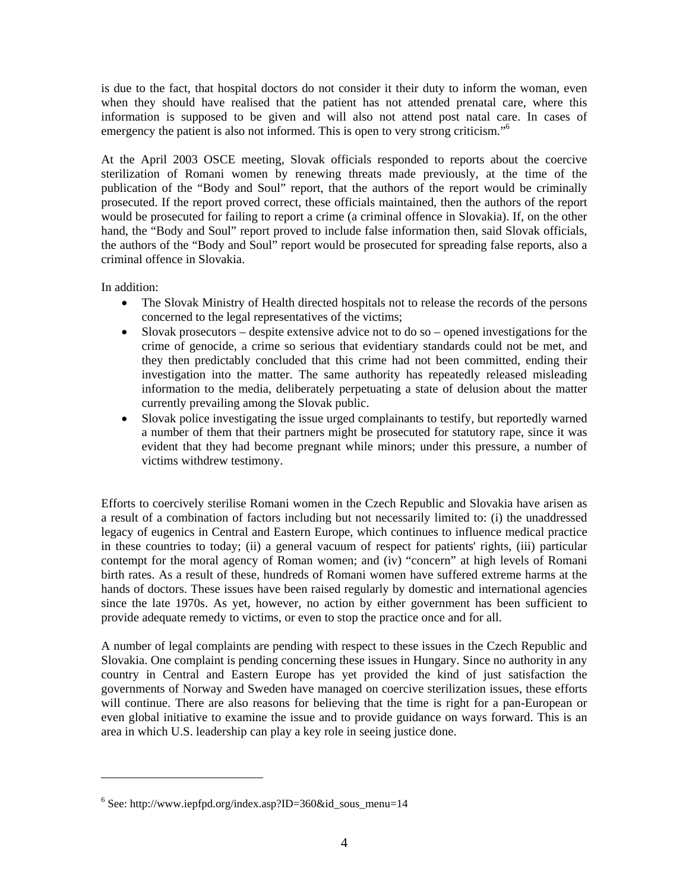is due to the fact, that hospital doctors do not consider it their duty to inform the woman, even when they should have realised that the patient has not attended prenatal care, where this information is supposed to be given and will also not attend post natal care. In cases of emergency the patient is also not informed. This is open to very strong criticism."[6]

At the April 2003 OSCE meeting, Slovak officials responded to reports about the coercive sterilization of Romani women by renewing threats made previously, at the time of the publication of the "Body and Soul" report, that the authors of the report would be criminally prosecuted. If the report proved correct, these officials maintained, then the authors of the report would be prosecuted for failing to report a crime (a criminal offence in Slovakia). If, on the other hand, the "Body and Soul" report proved to include false information then, said Slovak officials, the authors of the "Body and Soul" report would be prosecuted for spreading false reports, also a criminal offence in Slovakia.

In addition:

- The Slovak Ministry of Health directed hospitals not to release the records of the persons concerned to the legal representatives of the victims;
- Slovak prosecutors – despite extensive advice not to do so – opened investigations for the crime of genocide, a crime so serious that evidentiary standards could not be met, and they then predictably concluded that this crime had not been committed, ending their investigation into the matter. The same authority has repeatedly released misleading information to the media, deliberately perpetuating a state of delusion about the matter currently prevailing among the Slovak public.
- Slovak police investigating the issue urged complainants to testify, but reportedly warned a number of them that their partners might be prosecuted for statutory rape, since it was evident that they had become pregnant while minors; under this pressure, a number of victims withdrew testimony.

Efforts to coercively sterilise Romani women in the Czech Republic and Slovakia have arisen as a result of a combination of factors including but not necessarily limited to: (i) the unaddressed legacy of eugenics in Central and Eastern Europe, which continues to influence medical practice in these countries to today; (ii) a general vacuum of respect for patients' rights, (iii) particular contempt for the moral agency of Roman women; and (iv) "concern" at high levels of Romani birth rates. As a result of these, hundreds of Romani women have suffered extreme harms at the hands of doctors. These issues have been raised regularly by domestic and international agencies since the late 1970s. As yet, however, no action by either government has been sufficient to provide adequate remedy to victims, or even to stop the practice once and for all.

A number of legal complaints are pending with respect to these issues in the Czech Republic and Slovakia. One complaint is pending concerning these issues in Hungary. Since no authority in any country in Central and Eastern Europe has yet provided the kind of just satisfaction the governments of Norway and Sweden have managed on coercive sterilization issues, these efforts will continue. There are also reasons for believing that the time is right for a pan-European or even global initiative to examine the issue and to provide guidance on ways forward. This is an area in which U.S. leadership can play a key role in seeing justice done.

---

[6] See: http://www.iepfpd.org/index.asp?ID=360&id_sous_menu=14